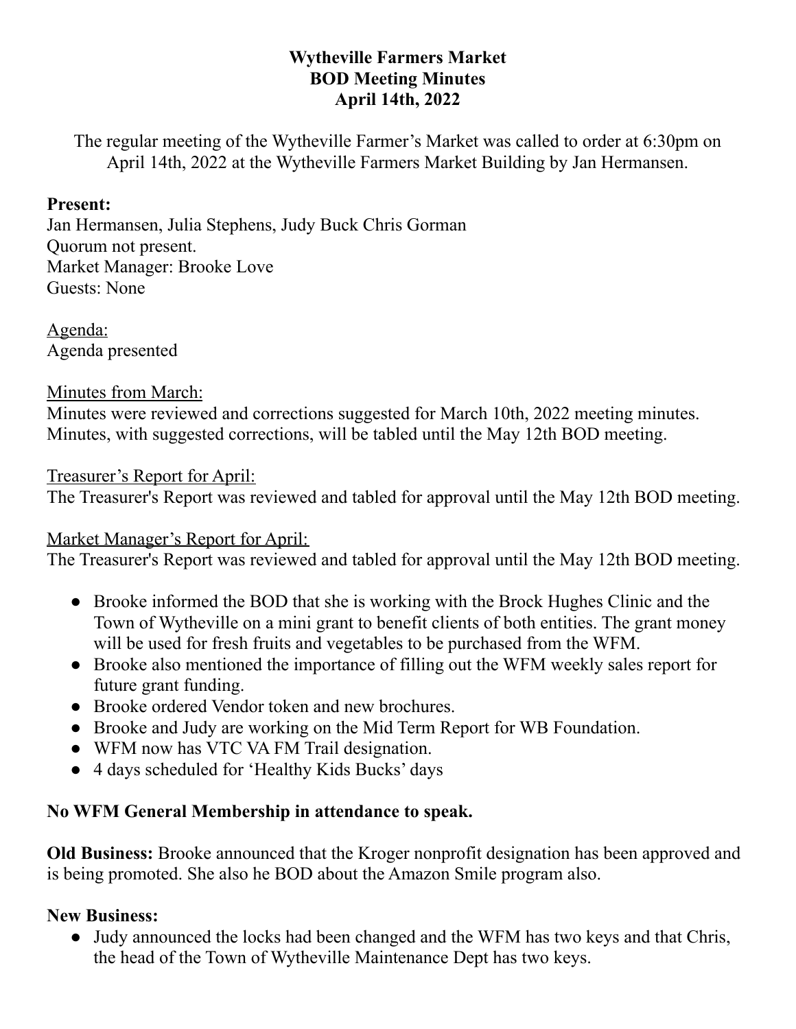**Wytheville Farmers Market**
**BOD Meeting Minutes**
**April 14th, 2022**

The regular meeting of the Wytheville Farmer's Market was called to order at 6:30pm on April 14th, 2022 at the Wytheville Farmers Market Building by Jan Hermansen.

**Present:**
Jan Hermansen, Julia Stephens, Judy Buck Chris Gorman
Quorum not present.
Market Manager: Brooke Love
Guests: None

Agenda:
Agenda presented

Minutes from March:
Minutes were reviewed and corrections suggested for March 10th, 2022 meeting minutes. Minutes, with suggested corrections, will be tabled until the May 12th BOD meeting.

Treasurer's Report for April:
The Treasurer's Report was reviewed and tabled for approval until the May 12th BOD meeting.

Market Manager's Report for April:
The Treasurer's Report was reviewed and tabled for approval until the May 12th BOD meeting.

- Brooke informed the BOD that she is working with the Brock Hughes Clinic and the Town of Wytheville on a mini grant to benefit clients of both entities. The grant money will be used for fresh fruits and vegetables to be purchased from the WFM.
- Brooke also mentioned the importance of filling out the WFM weekly sales report for future grant funding.
- Brooke ordered Vendor token and new brochures.
- Brooke and Judy are working on the Mid Term Report for WB Foundation.
- WFM now has VTC VA FM Trail designation.
- 4 days scheduled for 'Healthy Kids Bucks' days

**No WFM General Membership in attendance to speak.**

**Old Business:** Brooke announced that the Kroger nonprofit designation has been approved and is being promoted. She also he BOD about the Amazon Smile program also.

**New Business:**

- Judy announced the locks had been changed and the WFM has two keys and that Chris, the head of the Town of Wytheville Maintenance Dept has two keys.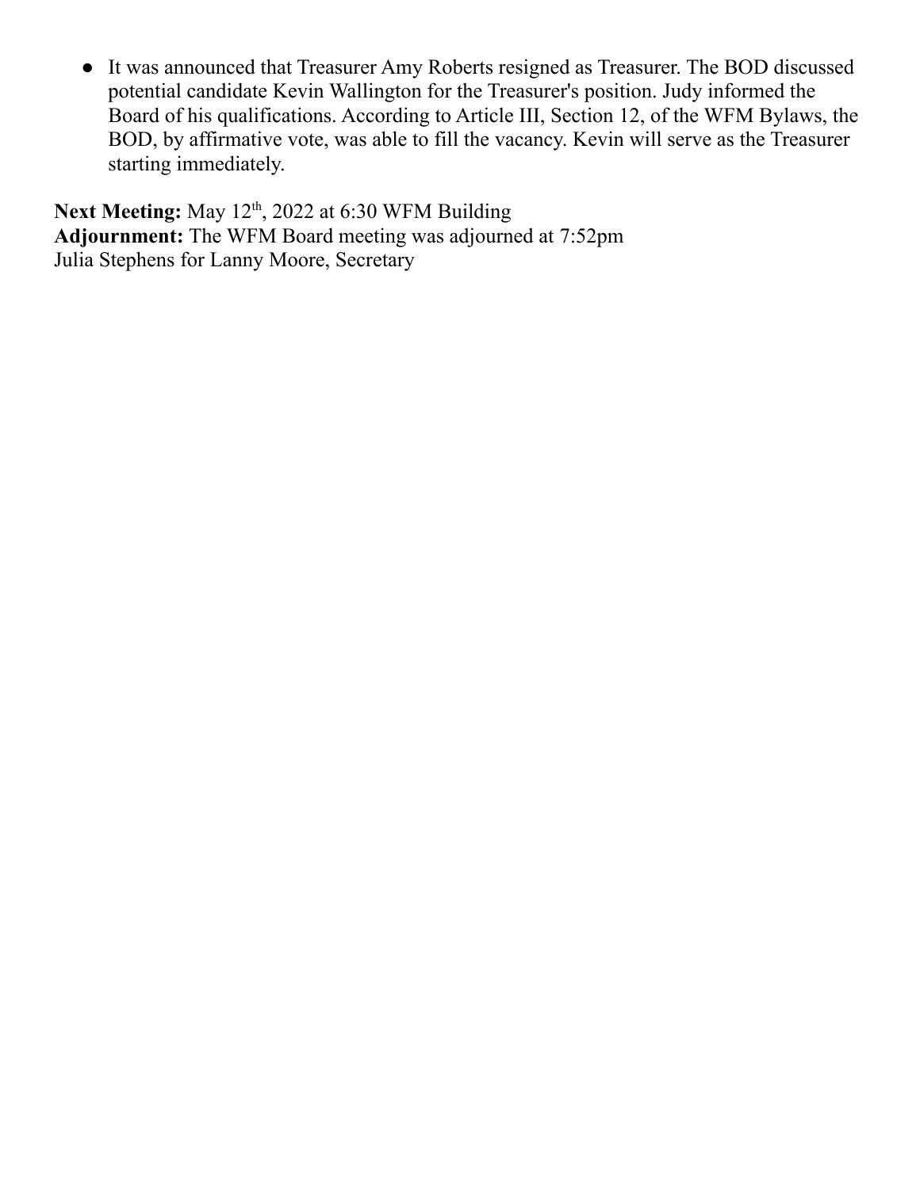- It was announced that Treasurer Amy Roberts resigned as Treasurer. The BOD discussed potential candidate Kevin Wallington for the Treasurer's position. Judy informed the Board of his qualifications. According to Article III, Section 12, of the WFM Bylaws, the BOD, by affirmative vote, was able to fill the vacancy. Kevin will serve as the Treasurer starting immediately.

**Next Meeting:** May 12th, 2022 at 6:30 WFM Building
**Adjournment:** The WFM Board meeting was adjourned at 7:52pm
Julia Stephens for Lanny Moore, Secretary